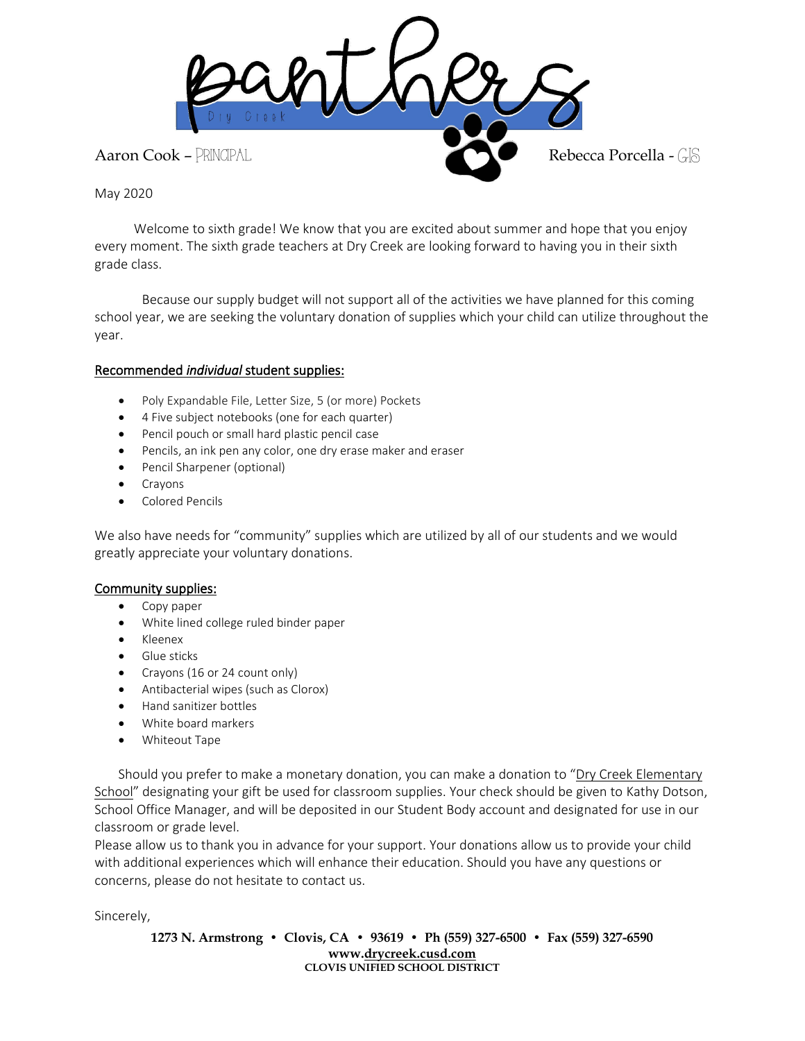# Panthers

Dry Creek

Aaron Cook – PRINCIPAL

Rebecca Porcella - GIS

May 2020

Welcome to sixth grade! We know that you are excited about summer and hope that you enjoy every moment. The sixth grade teachers at Dry Creek are looking forward to having you in their sixth grade class.

Because our supply budget will not support all of the activities we have planned for this coming school year, we are seeking the voluntary donation of supplies which your child can utilize throughout the year.

## Recommended *individual* student supplies:

- Poly Expandable File, Letter Size, 5 (or more) Pockets
- 4 Five subject notebooks (one for each quarter)
- Pencil pouch or small hard plastic pencil case
- Pencils, an ink pen any color, one dry erase maker and eraser
- Pencil Sharpener (optional)
- Crayons
- Colored Pencils

We also have needs for "community" supplies which are utilized by all of our students and we would greatly appreciate your voluntary donations.

## Community supplies:

- Copy paper
- White lined college ruled binder paper
- Kleenex
- Glue sticks
- Crayons (16 or 24 count only)
- Antibacterial wipes (such as Clorox)
- Hand sanitizer bottles
- White board markers
- Whiteout Tape

Should you prefer to make a monetary donation, you can make a donation to "Dry Creek Elementary School" designating your gift be used for classroom supplies. Your check should be given to Kathy Dotson, School Office Manager, and will be deposited in our Student Body account and designated for use in our classroom or grade level.

Please allow us to thank you in advance for your support. Your donations allow us to provide your child with additional experiences which will enhance their education. Should you have any questions or concerns, please do not hesitate to contact us.

Sincerely,

**1273 N. Armstrong • Clovis, CA • 93619 • Ph (559) 327-6500 • Fax (559) 327-6590**
**www.drycreek.cusd.com**
**CLOVIS UNIFIED SCHOOL DISTRICT**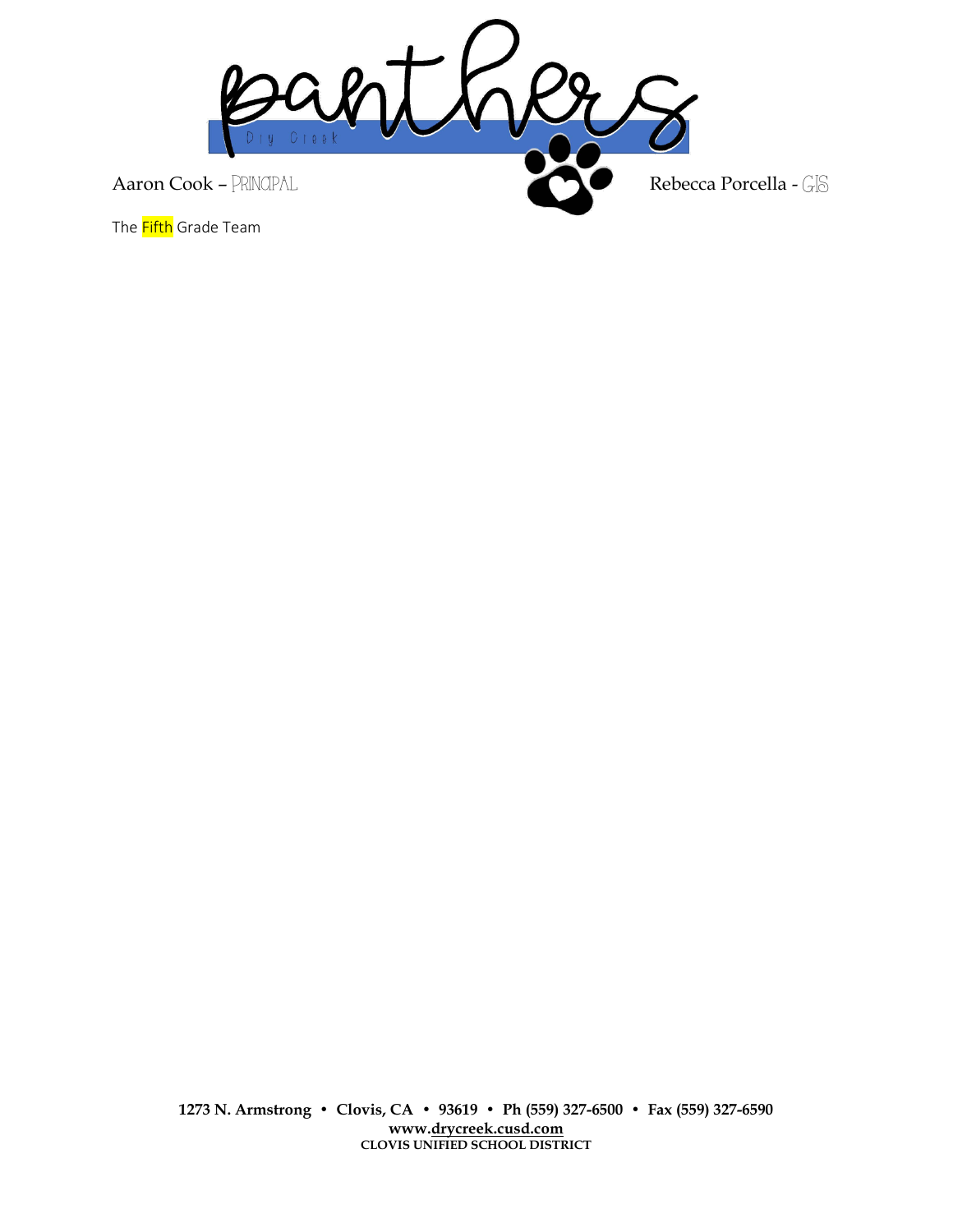Aaron Cook – PRINCIPAL

Rebecca Porcella - GIS

The Fifth Grade Team

**1273 N. Armstrong • Clovis, CA • 93619 • Ph (559) 327-6500 • Fax (559) 327-6590**
**www.drycreek.cusd.com**
**CLOVIS UNIFIED SCHOOL DISTRICT**